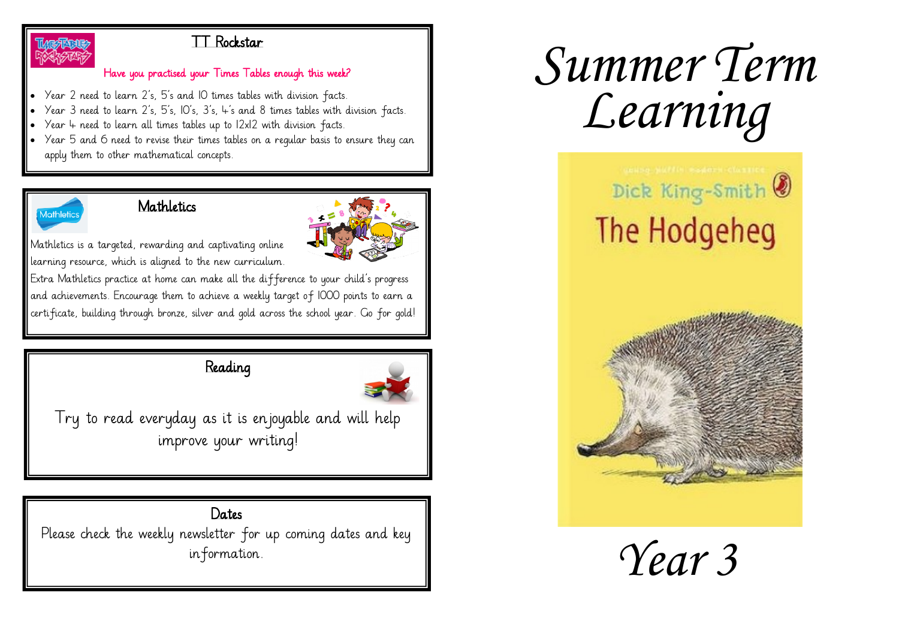## TT Rockstar

**Have you practised your Times Tables enough this week?**

- Year 2 need to learn 2's, 5's and 10 times tables with division facts.
- Year 3 need to learn 2's, 5's, 10's, 3's, 4's and 8 times tables with division facts.
- Year 4 need to learn all times tables up to 12x12 with division facts.
- Year 5 and 6 need to revise their times tables on a regular basis to ensure they can apply them to other mathematical concepts.

## Mathletics

Mathletics is a targeted, rewarding and captivating online learning resource, which is aligned to the new curriculum. Extra Mathletics practice at home can make all the difference to your child's progress and achievements. Encourage them to achieve a weekly target of 1000 points to earn a certificate, building through bronze, silver and gold across the school year. Go for gold!

## Reading

Try to read everyday as it is enjoyable and will help improve your writing!

## Dates

Please check the weekly newsletter for up coming dates and key information.

# *Summer Term Learning*

Dick King-Smith

The Hodgeheg

# *Year 3*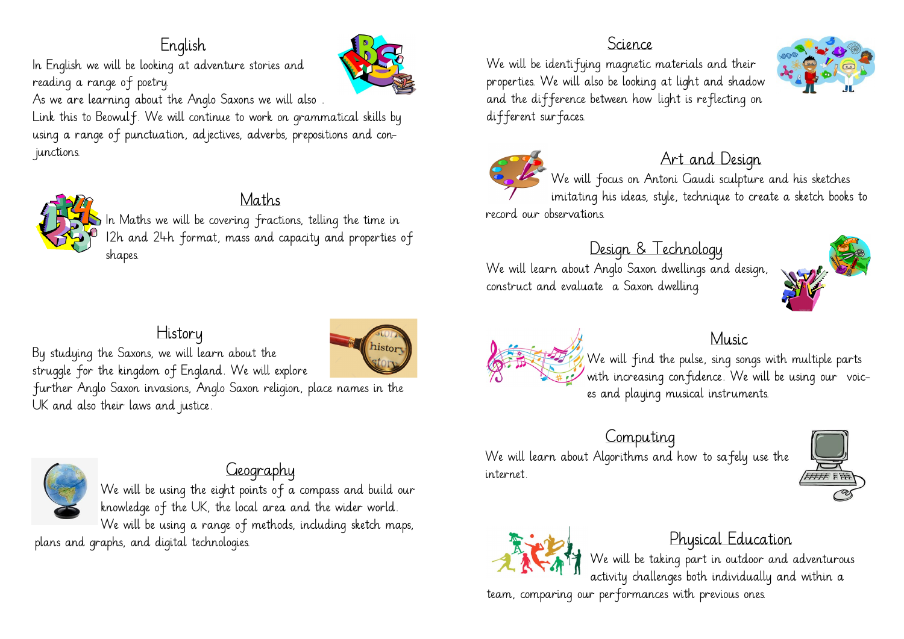## English

In English we will be looking at adventure stories and reading a range of poetry.

As we are learning about the Anglo Saxons we will also .

Link this to Beowulf. We will continue to work on grammatical skills by using a range of punctuation, adjectives, adverbs, prepositions and conjunctions.

## Maths

In Maths we will be covering fractions, telling the time in 12h and 24h format, mass and capacity and properties of shapes.

## History

By studying the Saxons, we will learn about the struggle for the kingdom of England. We will explore further Anglo Saxon invasions, Anglo Saxon religion, place names in the UK and also their laws and justice.

## Geography

We will be using the eight points of a compass and build our knowledge of the UK, the local area and the wider world. We will be using a range of methods, including sketch maps, plans and graphs, and digital technologies.

## Science

We will be identifying magnetic materials and their properties. We will also be looking at light and shadow and the difference between how light is reflecting on different surfaces.

## Art and Design

We will focus on Antoni Gaudi sculpture and his sketches imitating his ideas, style, technique to create a sketch books to record our observations.

## Design & Technology

We will learn about Anglo Saxon dwellings and design, construct and evaluate a Saxon dwelling.

## Music

We will find the pulse, sing songs with multiple parts with increasing confidence. We will be using our voices and playing musical instruments.

## Computing

We will learn about Algorithms and how to safely use the internet.

## Physical Education

We will be taking part in outdoor and adventurous activity challenges both individually and within a team, comparing our performances with previous ones.